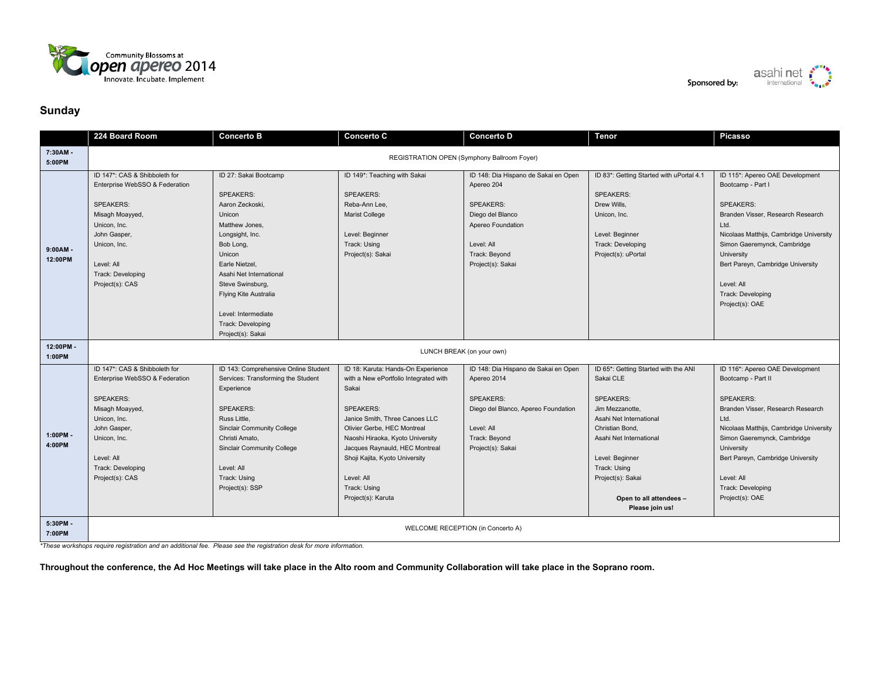Community Blossoms at open apereo 2014 — Innovate. Incubate. Implement

Sponsored by: asahi net international

## Sunday

| | 224 Board Room | Concerto B | Concerto C | Concerto D | Tenor | Picasso |
|---|---|---|---|---|---|---|
| 7:30AM - 5:00PM | REGISTRATION OPEN (Symphony Ballroom Foyer) | | | | | |
| 9:00AM - 12:00PM | ID 147*: CAS & Shibboleth for Enterprise WebSSO & Federation<br><br>SPEAKERS:<br>Misagh Moayyed,<br>Unicon, Inc.<br>John Gasper,<br>Unicon, Inc.<br><br>Level: All<br>Track: Developing<br>Project(s): CAS | ID 27: Sakai Bootcamp<br><br>SPEAKERS:<br>Aaron Zeckoski,<br>Unicon<br>Matthew Jones,<br>Longsight, Inc.<br>Bob Long,<br>Unicon<br>Earle Nietzel,<br>Asahi Net International<br>Steve Swinsburg,<br>Flying Kite Australia<br><br>Level: Intermediate<br>Track: Developing<br>Project(s): Sakai | ID 149*: Teaching with Sakai<br><br>SPEAKERS:<br>Reba-Ann Lee,<br>Marist College<br><br>Level: Beginner<br>Track: Using<br>Project(s): Sakai | ID 148: Dia Hispano de Sakai en Open Apereo 204<br><br>SPEAKERS:<br>Diego del Blanco<br>Apereo Foundation<br><br>Level: All<br>Track: Beyond<br>Project(s): Sakai | ID 83*: Getting Started with uPortal 4.1<br><br>SPEAKERS:<br>Drew Wills,<br>Unicon, Inc.<br><br>Level: Beginner<br>Track: Developing<br>Project(s): uPortal | ID 115*: Apereo OAE Development Bootcamp - Part I<br><br>SPEAKERS:<br>Branden Visser, Research Research Ltd.<br>Nicolaas Matthijs, Cambridge University<br>Simon Gaeremynck, Cambridge University<br>Bert Pareyn, Cambridge University<br><br>Level: All<br>Track: Developing<br>Project(s): OAE |
| 12:00PM - 1:00PM | LUNCH BREAK (on your own) | | | | | |
| 1:00PM - 4:00PM | ID 147*: CAS & Shibboleth for Enterprise WebSSO & Federation<br><br>SPEAKERS:<br>Misagh Moayyed,<br>Unicon, Inc.<br>John Gasper,<br>Unicon, Inc.<br><br>Level: All<br>Track: Developing<br>Project(s): CAS | ID 143: Comprehensive Online Student Services: Transforming the Student Experience<br><br>SPEAKERS:<br>Russ Little,<br>Sinclair Community College<br>Christi Amato,<br>Sinclair Community College<br><br>Level: All<br>Track: Using<br>Project(s): SSP | ID 18: Karuta: Hands-On Experience with a New ePortfolio Integrated with Sakai<br><br>SPEAKERS:<br>Janice Smith, Three Canoes LLC<br>Olivier Gerbe, HEC Montreal<br>Naoshi Hiraoka, Kyoto University<br>Jacques Raynauld, HEC Montreal<br>Shoji Kajita, Kyoto University<br><br>Level: All<br>Track: Using<br>Project(s): Karuta | ID 148: Dia Hispano de Sakai en Open Apereo 2014<br><br>SPEAKERS:<br>Diego del Blanco, Apereo Foundation<br><br>Level: All<br>Track: Beyond<br>Project(s): Sakai | ID 65*: Getting Started with the ANI Sakai CLE<br><br>SPEAKERS:<br>Jim Mezzanotte,<br>Asahi Net International<br>Christian Bond,<br>Asahi Net International<br><br>Level: Beginner<br>Track: Using<br>Project(s): Sakai<br><br>**Open to all attendees – Please join us!** | ID 116*: Apereo OAE Development Bootcamp - Part II<br><br>SPEAKERS:<br>Branden Visser, Research Research Ltd.<br>Nicolaas Matthijs, Cambridge University<br>Simon Gaeremynck, Cambridge University<br>Bert Pareyn, Cambridge University<br><br>Level: All<br>Track: Developing<br>Project(s): OAE |
| 5:30PM - 7:00PM | WELCOME RECEPTION (in Concerto A) | | | | | |

*\*These workshops require registration and an additional fee. Please see the registration desk for more information.*

**Throughout the conference, the Ad Hoc Meetings will take place in the Alto room and Community Collaboration will take place in the Soprano room.**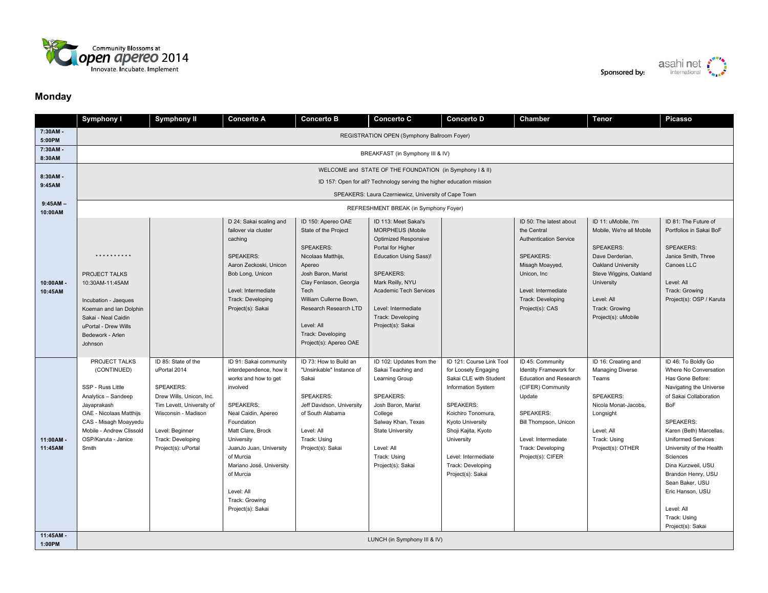Community Blossoms at open apereo 2014
Innovate. Incubate. Implement

Sponsored by: asahi net international

## Monday

| | Symphony I | Symphony II | Concerto A | Concerto B | Concerto C | Concerto D | Chamber | Tenor | Picasso |
|---|---|---|---|---|---|---|---|---|---|
| 7:30AM - 5:00PM | REGISTRATION OPEN (Symphony Ballroom Foyer) | | | | | | | | |
| 7:30AM - 8:30AM | BREAKFAST (in Symphony III & IV) | | | | | | | | |
| 8:30AM - 9:45AM | WELCOME and STATE OF THE FOUNDATION (in Symphony I & II)<br>ID 157: Open for all? Technology serving the higher education mission<br>SPEAKERS: Laura Czerniewicz, University of Cape Town | | | | | | | | |
| 9:45AM – 10:00AM | REFRESHMENT BREAK (in Symphony Foyer) | | | | | | | | |
| 10:00AM - 10:45AM | * * * * * * * * * *<br><br>PROJECT TALKS<br>10:30AM-11:45AM<br><br>Incubation - Jaeques Koeman and Ian Dolphin<br>Sakai - Neal Caidin<br>uPortal - Drew Wills<br>Bedework - Arlen Johnson | | D 24: Sakai scaling and failover via cluster caching<br><br>SPEAKERS:<br>Aaron Zeckoski, Unicon<br>Bob Long, Unicon<br><br>Level: Intermediate<br>Track: Developing<br>Project(s): Sakai | ID 150: Apereo OAE State of the Project<br><br>SPEAKERS:<br>Nicolaas Matthijs, Apereo<br>Josh Baron, Marist<br>Clay Fenlason, Georgia Tech<br>William Cullerne Bown, Research Research LTD<br><br>Level: All<br>Track: Developing<br>Project(s): Apereo OAE | ID 113: Meet Sakai's MORPHEUS (Mobile Optimized Responsive Portal for Higher Education Using Sass)!<br><br>SPEAKERS:<br>Mark Reilly, NYU Academic Tech Services<br><br>Level: Intermediate<br>Track: Developing<br>Project(s): Sakai | | ID 50: The latest about the Central Authentication Service<br><br>SPEAKERS:<br>Misagh Moayyed, Unicon, Inc<br><br>Level: Intermediate<br>Track: Developing<br>Project(s): CAS | ID 11: uMobile, I'm Mobile, We're all Mobile<br><br>SPEAKERS:<br>Dave Derderian, Oakland University<br>Steve Wiggins, Oakland University<br><br>Level: All<br>Track: Growing<br>Project(s): uMobile | ID 81: The Future of Portfolios in Sakai BoF<br><br>SPEAKERS:<br>Janice Smith, Three Canoes LLC<br><br>Level: All<br>Track: Growing<br>Project(s): OSP / Karuta |
| 11:00AM - 11:45AM | PROJECT TALKS (CONTINUED)<br><br>SSP - Russ Little<br>Analytics – Sandeep Jayaprakash<br>OAE - Nicolaas Matthijs<br>CAS - Misagh Moayyedu<br>Mobile - Andrew Clissold<br>OSP/Karuta - Janice Smith | ID 85: State of the uPortal 2014<br><br>SPEAKERS:<br>Drew Wills, Unicon, Inc.<br>Tim Levett, University of Wisconsin - Madison<br><br>Level: Beginner<br>Track: Developing<br>Project(s): uPortal | ID 91: Sakai community interdependence, how it works and how to get involved<br><br>SPEAKERS:<br>Neal Caidin, Apereo Foundation<br>Matt Clare, Brock University<br>JuanJo Juan, University of Murcia<br>Mariano José, University of Murcia<br><br>Level: All<br>Track: Growing<br>Project(s): Sakai | ID 73: How to Build an "Unsinkable" Instance of Sakai<br><br>SPEAKERS:<br>Jeff Davidson, University of South Alabama<br><br>Level: All<br>Track: Using<br>Project(s): Sakai | ID 102: Updates from the Sakai Teaching and Learning Group<br><br>SPEAKERS:<br>Josh Baron, Marist College<br>Salway Khan, Texas State University<br><br>Level: All<br>Track: Using<br>Project(s): Sakai | ID 121: Course Link Tool for Loosely Engaging Sakai CLE with Student Information System<br><br>SPEAKERS:<br>Koichiro Tonomura, Kyoto University<br>Shoji Kajita, Kyoto University<br><br>Level: Intermediate<br>Track: Developing<br>Project(s): Sakai | ID 45: Community Identity Framework for Education and Research (CIFER) Community Update<br><br>SPEAKERS:<br>Bill Thompson, Unicon<br><br>Level: Intermediate<br>Track: Developing<br>Project(s): CIFER | ID 16: Creating and Managing Diverse Teams<br><br>SPEAKERS:<br>Nicola Monat-Jacobs, Longsight<br><br>Level: All<br>Track: Using<br>Project(s): OTHER | ID 46: To Boldly Go Where No Conversation Has Gone Before: Navigating the Universe of Sakai Collaboration BoF<br><br>SPEAKERS:<br>Karen (Beth) Marcellas, Uniformed Services University of the Health Sciences<br>Dina Kurzweil, USU<br>Brandon Henry, USU<br>Sean Baker, USU<br>Eric Hanson, USU<br><br>Level: All<br>Track: Using<br>Project(s): Sakai |
| 11:45AM - 1:00PM | LUNCH (in Symphony III & IV) | | | | | | | | |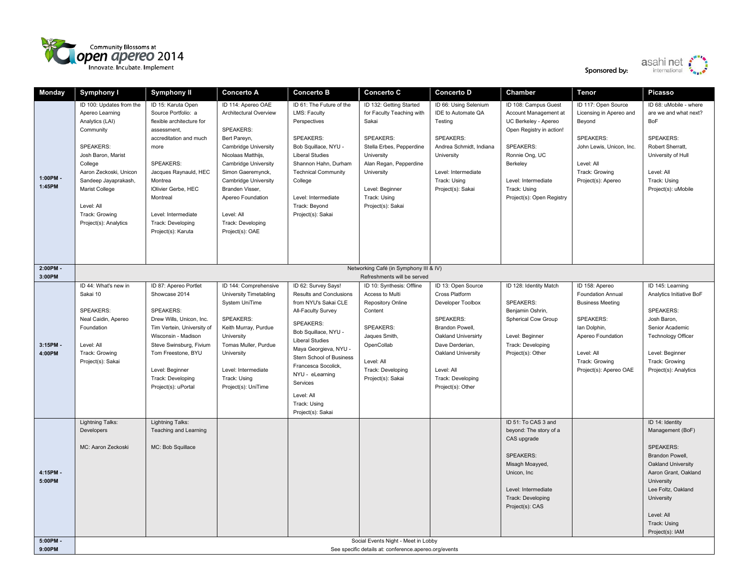Community Blossoms at open apereo 2014
Innovate. Incubate. Implement

Sponsored by: asahi net international

| Monday | Symphony I | Symphony II | Concerto A | Concerto B | Concerto C | Concerto D | Chamber | Tenor | Picasso |
|---|---|---|---|---|---|---|---|---|---|
| 1:00PM - 1:45PM | ID 100: Updates from the Apereo Learning Analytics (LAI) Community<br><br>SPEAKERS:<br>Josh Baron, Marist College<br>Aaron Zeckoski, Unicon<br>Sandeep Jayaprakash, Marist College<br><br>Level: All<br>Track: Growing<br>Project(s): Analytics | ID 15: Karuta Open Source Portfolio: a flexible architecture for assessment, accreditation and much more<br><br>SPEAKERS:<br>Jacques Raynauld, HEC Montrea<br>lOlivier Gerbe, HEC Montreal<br><br>Level: Intermediate<br>Track: Developing<br>Project(s): Karuta | ID 114: Apereo OAE Architectural Overview<br><br>SPEAKERS:<br>Bert Pareyn, Cambridge University<br>Nicolaas Matthijs, Cambridge University<br>Simon Gaeremynck, Cambridge University<br>Branden Visser, Apereo Foundation<br><br>Level: All<br>Track: Developing<br>Project(s): OAE | ID 61: The Future of the LMS: Faculty Perspectives<br><br>SPEAKERS:<br>Bob Squillace, NYU - Liberal Studies<br>Shannon Hahn, Durham Technical Community College<br><br>Level: Intermediate<br>Track: Beyond<br>Project(s): Sakai | ID 132: Getting Started for Faculty Teaching with Sakai<br><br>SPEAKERS:<br>Stella Erbes, Pepperdine University<br>Alan Regan, Pepperdine University<br><br>Level: Beginner<br>Track: Using<br>Project(s): Sakai | ID 66: Using Selenium IDE to Automate QA Testing<br><br>SPEAKERS:<br>Andrea Schmidt, Indiana University<br><br>Level: Intermediate<br>Track: Using<br>Project(s): Sakai | ID 108: Campus Guest Account Management at UC Berkeley - Apereo Open Registry in action!<br><br>SPEAKERS:<br>Ronnie Ong, UC Berkeley<br><br>Level: Intermediate<br>Track: Using<br>Project(s): Open Registry | ID 117: Open Source Licensing in Apereo and Beyond<br><br>SPEAKERS:<br>John Lewis, Unicon, Inc.<br><br>Level: All<br>Track: Growing<br>Project(s): Apereo | ID 68: uMobile - where are we and what next? BoF<br><br>SPEAKERS:<br>Robert Sherratt, University of Hull<br><br>Level: All<br>Track: Using<br>Project(s): uMobile |
| 2:00PM - 3:00PM | Networking Café (in Symphony III & IV)<br>Refreshments will be served | | | | | | | | |
| 3:15PM - 4:00PM | ID 44: What's new in Sakai 10<br><br>SPEAKERS:<br>Neal Caidin, Apereo Foundation<br><br>Level: All<br>Track: Growing<br>Project(s): Sakai | ID 87: Apereo Portlet Showcase 2014<br><br>SPEAKERS:<br>Drew Wills, Unicon, Inc.<br>Tim Vertein, University of Wisconsin - Madison<br>Steve Swinsburg, Fivium<br>Tom Freestone, BYU<br><br>Level: Beginner<br>Track: Developing<br>Project(s): uPortal | ID 144: Comprehensive University Timetabling System UniTime<br><br>SPEAKERS:<br>Keith Murray, Purdue University<br>Tomas Muller, Purdue University<br><br>Level: Intermediate<br>Track: Using<br>Project(s): UniTime | ID 62: Survey Says! Results and Conclusions from NYU's Sakai CLE All-Faculty Survey<br><br>SPEAKERS:<br>Bob Squillace, NYU - Liberal Studies<br>Maya Georgieva, NYU - Stern School of Business<br>Francesca Socolick, NYU - eLearning Services<br><br>Level: All<br>Track: Using<br>Project(s): Sakai | ID 10: Synthesis: Offline Access to Multi Repository Online Content<br><br>SPEAKERS:<br>Jaques Smith, OpenCollab<br><br>Level: All<br>Track: Developing<br>Project(s): Sakai | ID 13: Open Source Cross Platform Developer Toolbox<br><br>SPEAKERS:<br>Brandon Powell, Oakland Universirty<br>Dave Derderian, Oakland University<br><br>Level: All<br>Track: Developing<br>Project(s): Other | ID 128: Identity Match<br><br>SPEAKERS:<br>Benjamin Oshrin, Spherical Cow Group<br><br>Level: Beginner<br>Track: Developing<br>Project(s): Other | ID 158: Apereo Foundation Annual Business Meeting<br><br>SPEAKERS:<br>Ian Dolphin, Apereo Foundation<br><br>Level: All<br>Track: Growing<br>Project(s): Apereo OAE | ID 145: Learning Analytics Initiative BoF<br><br>SPEAKERS:<br>Josh Baron, Senior Academic Technology Officer<br><br>Level: Beginner<br>Track: Growing<br>Project(s): Analytics |
| 4:15PM - 5:00PM | Lightning Talks: Developers<br><br>MC: Aaron Zeckoski | Lightning Talks: Teaching and Learning<br><br>MC: Bob Squillace | | | | | ID 51: To CAS 3 and beyond: The story of a CAS upgrade<br><br>SPEAKERS:<br>Misagh Moayyed, Unicon, Inc<br><br>Level: Intermediate<br>Track: Developing<br>Project(s): CAS | | ID 14: Identity Management (BoF)<br><br>SPEAKERS:<br>Brandon Powell, Oakland University<br>Aaron Grant, Oakland University<br>Lee Foltz, Oakland University<br><br>Level: All<br>Track: Using<br>Project(s): IAM |
| 5:00PM - 9:00PM | Social Events Night - Meet in Lobby<br>See specific details at: conference.apereo.org/events | | | | | | | | |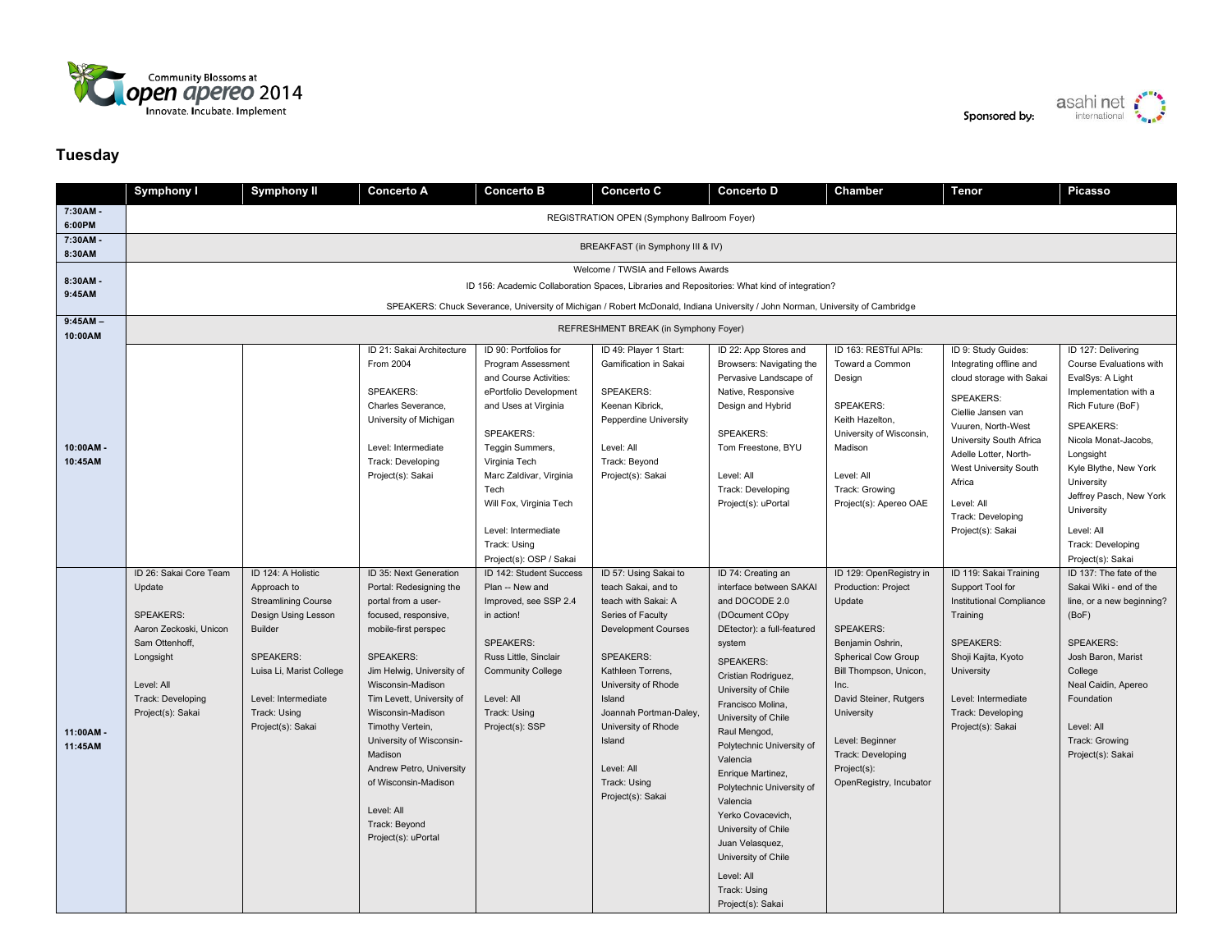Community Blossoms at open apereo 2014
Innovate. Incubate. Implement

Sponsored by: asahi net international

## Tuesday

| | Symphony I | Symphony II | Concerto A | Concerto B | Concerto C | Concerto D | Chamber | Tenor | Picasso |
|---|---|---|---|---|---|---|---|---|---|
| 7:30AM - 6:00PM | REGISTRATION OPEN (Symphony Ballroom Foyer) | | | | | | | | |
| 7:30AM - 8:30AM | BREAKFAST (in Symphony III & IV) | | | | | | | | |
| 8:30AM - 9:45AM | Welcome / TWSIA and Fellows Awards<br><br>ID 156: Academic Collaboration Spaces, Libraries and Repositories: What kind of integration?<br><br>SPEAKERS: Chuck Severance, University of Michigan / Robert McDonald, Indiana University / John Norman, University of Cambridge | | | | | | | | |
| 9:45AM – 10:00AM | REFRESHMENT BREAK (in Symphony Foyer) | | | | | | | | |
| 10:00AM - 10:45AM | | | ID 21: Sakai Architecture From 2004<br><br>SPEAKERS:<br>Charles Severance, University of Michigan<br><br>Level: Intermediate<br>Track: Developing<br>Project(s): Sakai | ID 90: Portfolios for Program Assessment and Course Activities: ePortfolio Development and Uses at Virginia<br><br>SPEAKERS:<br>Teggin Summers, Virginia Tech<br>Marc Zaldivar, Virginia Tech<br>Will Fox, Virginia Tech<br><br>Level: Intermediate<br>Track: Using<br>Project(s): OSP / Sakai | ID 49: Player 1 Start: Gamification in Sakai<br><br>SPEAKERS:<br>Keenan Kibrick, Pepperdine University<br><br>Level: All<br>Track: Beyond<br>Project(s): Sakai | ID 22: App Stores and Browsers: Navigating the Pervasive Landscape of Native, Responsive Design and Hybrid<br><br>SPEAKERS:<br>Tom Freestone, BYU<br><br>Level: All<br>Track: Developing<br>Project(s): uPortal | ID 163: RESTful APIs: Toward a Common Design<br><br>SPEAKERS:<br>Keith Hazelton, University of Wisconsin, Madison<br><br>Level: All<br>Track: Growing<br>Project(s): Apereo OAE | ID 9: Study Guides: Integrating offline and cloud storage with Sakai<br><br>SPEAKERS:<br>Ciellie Jansen van Vuuren, North-West University South Africa<br>Adelle Lotter, North-West University South Africa<br><br>Level: All<br>Track: Developing<br>Project(s): Sakai | ID 127: Delivering Course Evaluations with EvalSys: A Light Implementation with a Rich Future (BoF)<br><br>SPEAKERS:<br>Nicola Monat-Jacobs, Longsight<br>Kyle Blythe, New York University<br>Jeffrey Pasch, New York University<br><br>Level: All<br>Track: Developing<br>Project(s): Sakai |
| 11:00AM - 11:45AM | ID 26: Sakai Core Team Update<br><br>SPEAKERS:<br>Aaron Zeckoski, Unicon<br>Sam Ottenhoff, Longsight<br><br>Level: All<br>Track: Developing<br>Project(s): Sakai | ID 124: A Holistic Approach to Streamlining Course Design Using Lesson Builder<br><br>SPEAKERS:<br>Luisa Li, Marist College<br><br>Level: Intermediate<br>Track: Using<br>Project(s): Sakai | ID 35: Next Generation Portal: Redesigning the portal from a user-focused, responsive, mobile-first perspec<br><br>SPEAKERS:<br>Jim Helwig, University of Wisconsin-Madison<br>Tim Levett, University of Wisconsin-Madison<br>Timothy Vertein, University of Wisconsin-Madison<br>Andrew Petro, University of Wisconsin-Madison<br><br>Level: All<br>Track: Beyond<br>Project(s): uPortal | ID 142: Student Success Plan -- New and Improved, see SSP 2.4 in action!<br><br>SPEAKERS:<br>Russ Little, Sinclair Community College<br><br>Level: All<br>Track: Using<br>Project(s): SSP | ID 57: Using Sakai to teach Sakai, and to teach with Sakai: A Series of Faculty Development Courses<br><br>SPEAKERS:<br>Kathleen Torrens, University of Rhode Island<br>Joannah Portman-Daley, University of Rhode Island<br><br>Level: All<br>Track: Using<br>Project(s): Sakai | ID 74: Creating an interface between SAKAI and DOCODE 2.0 (DOcument COpy DEtector): a full-featured system<br><br>SPEAKERS:<br>Cristian Rodriguez, University of Chile<br>Francisco Molina, University of Chile<br>Raul Mengod, Polytechnic University of Valencia<br>Enrique Martinez, Polytechnic University of Valencia<br>Yerko Covacevich, University of Chile<br>Juan Velasquez, University of Chile<br><br>Level: All<br>Track: Using<br>Project(s): Sakai | ID 129: OpenRegistry in Production: Project Update<br><br>SPEAKERS:<br>Benjamin Oshrin, Spherical Cow Group<br>Bill Thompson, Unicon, Inc.<br>David Steiner, Rutgers University<br><br>Level: Beginner<br>Track: Developing<br>Project(s): OpenRegistry, Incubator | ID 119: Sakai Training Support Tool for Institutional Compliance Training<br><br>SPEAKERS:<br>Shoji Kajita, Kyoto University<br><br>Level: Intermediate<br>Track: Developing<br>Project(s): Sakai | ID 137: The fate of the Sakai Wiki - end of the line, or a new beginning? (BoF)<br><br>SPEAKERS:<br>Josh Baron, Marist College<br>Neal Caidin, Apereo Foundation<br><br>Level: All<br>Track: Growing<br>Project(s): Sakai |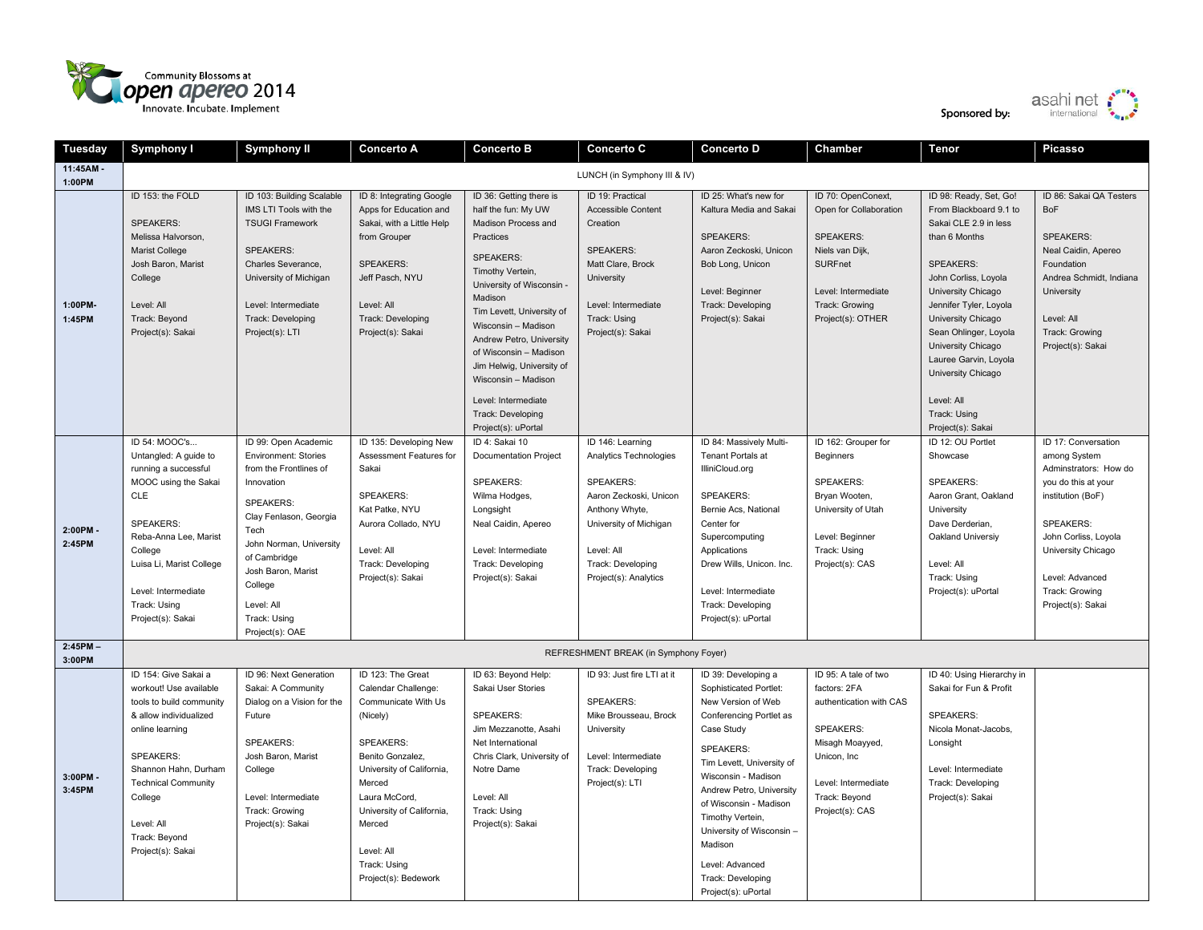Community Blossoms at open apereo 2014
Innovate. Incubate. Implement

Sponsored by: asahi net international

| Tuesday | Symphony I | Symphony II | Concerto A | Concerto B | Concerto C | Concerto D | Chamber | Tenor | Picasso |
|---|---|---|---|---|---|---|---|---|---|
| 11:45AM - 1:00PM | LUNCH (in Symphony III & IV) | | | | | | | | |
| 1:00PM-1:45PM | ID 153: the FOLD<br><br>SPEAKERS:<br>Melissa Halvorson, Marist College<br>Josh Baron, Marist College<br><br>Level: All<br>Track: Beyond<br>Project(s): Sakai | ID 103: Building Scalable IMS LTI Tools with the TSUGI Framework<br><br>SPEAKERS:<br>Charles Severance, University of Michigan<br><br>Level: Intermediate<br>Track: Developing<br>Project(s): LTI | ID 8: Integrating Google Apps for Education and Sakai, with a Little Help from Grouper<br><br>SPEAKERS:<br>Jeff Pasch, NYU<br><br>Level: All<br>Track: Developing<br>Project(s): Sakai | ID 36: Getting there is half the fun: My UW Madison Process and Practices<br><br>SPEAKERS:<br>Timothy Vertein, University of Wisconsin - Madison<br>Tim Levett, University of Wisconsin – Madison<br>Andrew Petro, University of Wisconsin – Madison<br>Jim Helwig, University of Wisconsin – Madison<br><br>Level: Intermediate<br>Track: Developing<br>Project(s): uPortal | ID 19: Practical Accessible Content Creation<br><br>SPEAKERS:<br>Matt Clare, Brock University<br><br>Level: Intermediate<br>Track: Using<br>Project(s): Sakai | ID 25: What's new for Kaltura Media and Sakai<br><br>SPEAKERS:<br>Aaron Zeckoski, Unicon<br>Bob Long, Unicon<br><br>Level: Beginner<br>Track: Developing<br>Project(s): Sakai | ID 70: OpenConext, Open for Collaboration<br><br>SPEAKERS:<br>Niels van Dijk, SURFnet<br><br>Level: Intermediate<br>Track: Growing<br>Project(s): OTHER | ID 98: Ready, Set, Go! From Blackboard 9.1 to Sakai CLE 2.9 in less than 6 Months<br><br>SPEAKERS:<br>John Corliss, Loyola University Chicago<br>Jennifer Tyler, Loyola University Chicago<br>Sean Ohlinger, Loyola University Chicago<br>Lauree Garvin, Loyola University Chicago<br><br>Level: All<br>Track: Using<br>Project(s): Sakai | ID 86: Sakai QA Testers BoF<br><br>SPEAKERS:<br>Neal Caidin, Apereo Foundation<br>Andrea Schmidt, Indiana University<br><br>Level: All<br>Track: Growing<br>Project(s): Sakai |
| 2:00PM - 2:45PM | ID 54: MOOC's... Untangled: A guide to running a successful MOOC using the Sakai CLE<br><br>SPEAKERS:<br>Reba-Anna Lee, Marist College<br>Luisa Li, Marist College<br><br>Level: Intermediate<br>Track: Using<br>Project(s): Sakai | ID 99: Open Academic Environment: Stories from the Frontlines of Innovation<br><br>SPEAKERS:<br>Clay Fenlason, Georgia Tech<br>John Norman, University of Cambridge<br>Josh Baron, Marist College<br><br>Level: All<br>Track: Using<br>Project(s): OAE | ID 135: Developing New Assessment Features for Sakai<br><br>SPEAKERS:<br>Kat Patke, NYU<br>Aurora Collado, NYU<br><br>Level: All<br>Track: Developing<br>Project(s): Sakai | ID 4: Sakai 10 Documentation Project<br><br>SPEAKERS:<br>Wilma Hodges, Longsight<br>Neal Caidin, Apereo<br><br>Level: Intermediate<br>Track: Developing<br>Project(s): Sakai | ID 146: Learning Analytics Technologies<br><br>SPEAKERS:<br>Aaron Zeckoski, Unicon<br>Anthony Whyte, University of Michigan<br><br>Level: All<br>Track: Developing<br>Project(s): Analytics | ID 84: Massively Multi-Tenant Portals at IlliniCloud.org<br><br>SPEAKERS:<br>Bernie Acs, National Center for Supercomputing Applications<br>Drew Wills, Unicon. Inc.<br><br>Level: Intermediate<br>Track: Developing<br>Project(s): uPortal | ID 162: Grouper for Beginners<br><br>SPEAKERS:<br>Bryan Wooten, University of Utah<br><br>Level: Beginner<br>Track: Using<br>Project(s): CAS | ID 12: OU Portlet Showcase<br><br>SPEAKERS:<br>Aaron Grant, Oakland University<br>Dave Derderian, Oakland Universiy<br><br>Level: All<br>Track: Using<br>Project(s): uPortal | ID 17: Conversation among System Adminstrators: How do you do this at your institution (BoF)<br><br>SPEAKERS:<br>John Corliss, Loyola University Chicago<br><br>Level: Advanced<br>Track: Growing<br>Project(s): Sakai |
| 2:45PM – 3:00PM | REFRESHMENT BREAK (in Symphony Foyer) | | | | | | | | |
| 3:00PM - 3:45PM | ID 154: Give Sakai a workout! Use available tools to build community & allow individualized online learning<br><br>SPEAKERS:<br>Shannon Hahn, Durham Technical Community College<br><br>Level: All<br>Track: Beyond<br>Project(s): Sakai | ID 96: Next Generation Sakai: A Community Dialog on a Vision for the Future<br><br>SPEAKERS:<br>Josh Baron, Marist College<br><br>Level: Intermediate<br>Track: Growing<br>Project(s): Sakai | ID 123: The Great Calendar Challenge: Communicate With Us (Nicely)<br><br>SPEAKERS:<br>Benito Gonzalez, University of California, Merced<br>Laura McCord, University of California, Merced<br><br>Level: All<br>Track: Using<br>Project(s): Bedework | ID 63: Beyond Help: Sakai User Stories<br><br>SPEAKERS:<br>Jim Mezzanotte, Asahi Net International<br>Chris Clark, University of Notre Dame<br><br>Level: All<br>Track: Using<br>Project(s): Sakai | ID 93: Just fire LTI at it<br><br>SPEAKERS:<br>Mike Brousseau, Brock University<br><br>Level: Intermediate<br>Track: Developing<br>Project(s): LTI | ID 39: Developing a Sophisticated Portlet: New Version of Web Conferencing Portlet as Case Study<br><br>SPEAKERS:<br>Tim Levett, University of Wisconsin - Madison<br>Andrew Petro, University of Wisconsin - Madison<br>Timothy Vertein, University of Wisconsin – Madison<br><br>Level: Advanced<br>Track: Developing<br>Project(s): uPortal | ID 95: A tale of two factors: 2FA authentication with CAS<br><br>SPEAKERS:<br>Misagh Moayyed, Unicon, Inc<br><br>Level: Intermediate<br>Track: Beyond<br>Project(s): CAS | ID 40: Using Hierarchy in Sakai for Fun & Profit<br><br>SPEAKERS:<br>Nicola Monat-Jacobs, Longsight<br><br>Level: Intermediate<br>Track: Developing<br>Project(s): Sakai | |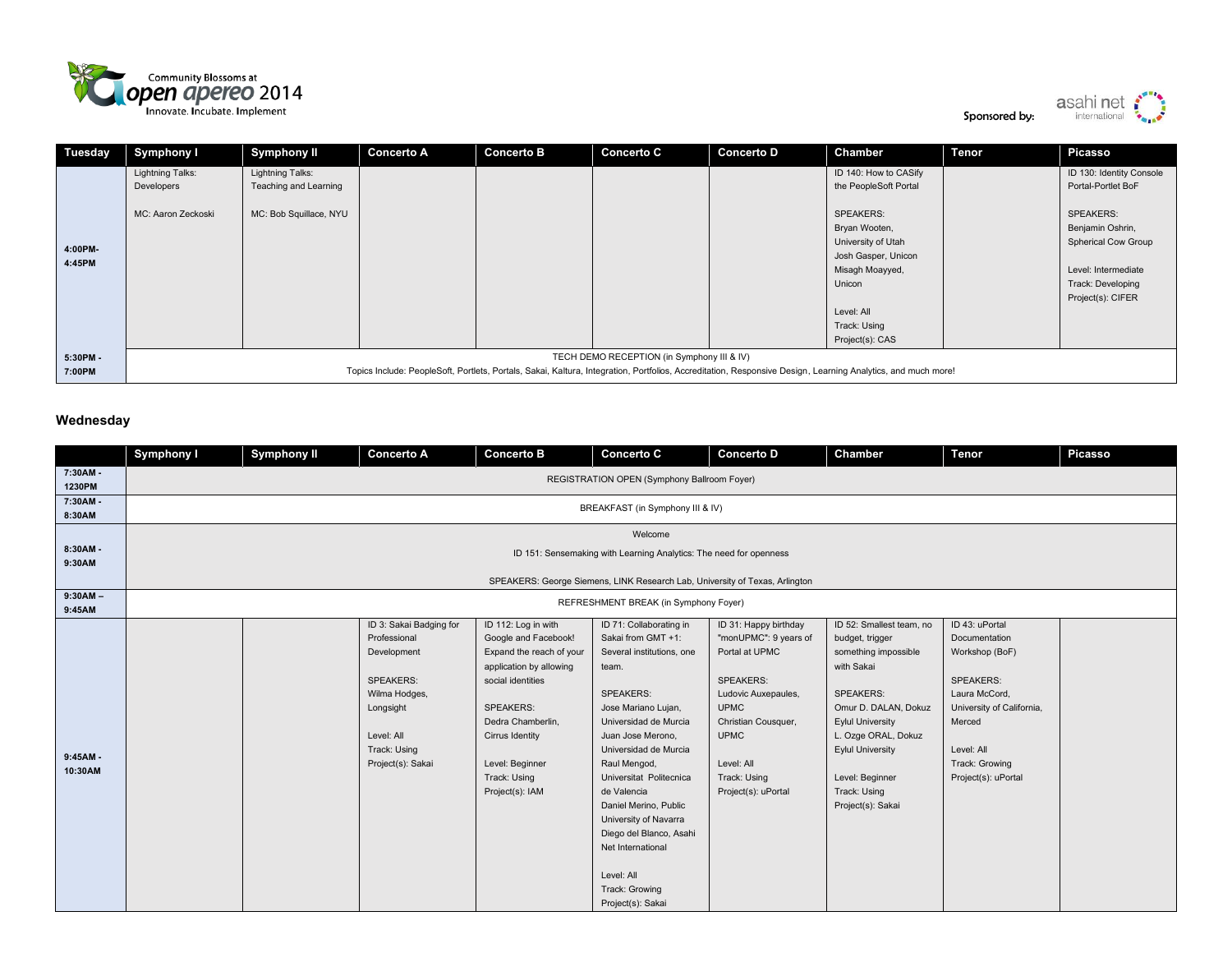Community Blossoms at open apereo 2014 Innovate. Incubate. Implement

Sponsored by: asahi net international

| Tuesday | Symphony I | Symphony II | Concerto A | Concerto B | Concerto C | Concerto D | Chamber | Tenor | Picasso |
|---|---|---|---|---|---|---|---|---|---|
| 4:00PM-4:45PM | Lightning Talks: Developers<br><br>MC: Aaron Zeckoski | Lightning Talks: Teaching and Learning<br><br>MC: Bob Squillace, NYU | | | | | ID 140: How to CASify the PeopleSoft Portal<br><br>SPEAKERS:<br>Bryan Wooten, University of Utah<br>Josh Gasper, Unicon<br>Misagh Moayyed, Unicon<br><br>Level: All<br>Track: Using<br>Project(s): CAS | | ID 130: Identity Console Portal-Portlet BoF<br><br>SPEAKERS:<br>Benjamin Oshrin, Spherical Cow Group<br><br>Level: Intermediate<br>Track: Developing<br>Project(s): CIFER |
| 5:30PM - 7:00PM | TECH DEMO RECEPTION (in Symphony III & IV)<br>Topics Include: PeopleSoft, Portlets, Portals, Sakai, Kaltura, Integration, Portfolios, Accreditation, Responsive Design, Learning Analytics, and much more! | | | | | | | | |

## Wednesday

| | Symphony I | Symphony II | Concerto A | Concerto B | Concerto C | Concerto D | Chamber | Tenor | Picasso |
|---|---|---|---|---|---|---|---|---|---|
| 7:30AM - 1230PM | REGISTRATION OPEN (Symphony Ballroom Foyer) | | | | | | | | |
| 7:30AM - 8:30AM | BREAKFAST (in Symphony III & IV) | | | | | | | | |
| 8:30AM - 9:30AM | Welcome<br><br>ID 151: Sensemaking with Learning Analytics: The need for openness<br><br>SPEAKERS: George Siemens, LINK Research Lab, University of Texas, Arlington | | | | | | | | |
| 9:30AM – 9:45AM | REFRESHMENT BREAK (in Symphony Foyer) | | | | | | | | |
| 9:45AM - 10:30AM | | | ID 3: Sakai Badging for Professional Development<br><br>SPEAKERS:<br>Wilma Hodges, Longsight<br><br>Level: All<br>Track: Using<br>Project(s): Sakai | ID 112: Log in with Google and Facebook! Expand the reach of your application by allowing social identities<br><br>SPEAKERS:<br>Dedra Chamberlin, Cirrus Identity<br><br>Level: Beginner<br>Track: Using<br>Project(s): IAM | ID 71: Collaborating in Sakai from GMT +1: Several institutions, one team.<br><br>SPEAKERS:<br>Jose Mariano Lujan, Universidad de Murcia<br>Juan Jose Merono, Universidad de Murcia<br>Raul Mengod, Universitat Politecnica de Valencia<br>Daniel Merino, Public University of Navarra<br>Diego del Blanco, Asahi Net International<br><br>Level: All<br>Track: Growing<br>Project(s): Sakai | ID 31: Happy birthday "monUPMC": 9 years of Portal at UPMC<br><br>SPEAKERS:<br>Ludovic Auxepaules, UPMC<br>Christian Cousquer, UPMC<br><br>Level: All<br>Track: Using<br>Project(s): uPortal | ID 52: Smallest team, no budget, trigger something impossible with Sakai<br><br>SPEAKERS:<br>Omur D. DALAN, Dokuz Eylul University<br>L. Ozge ORAL, Dokuz Eylul University<br><br>Level: Beginner<br>Track: Using<br>Project(s): Sakai | ID 43: uPortal Documentation Workshop (BoF)<br><br>SPEAKERS:<br>Laura McCord, University of California, Merced<br><br>Level: All<br>Track: Growing<br>Project(s): uPortal | |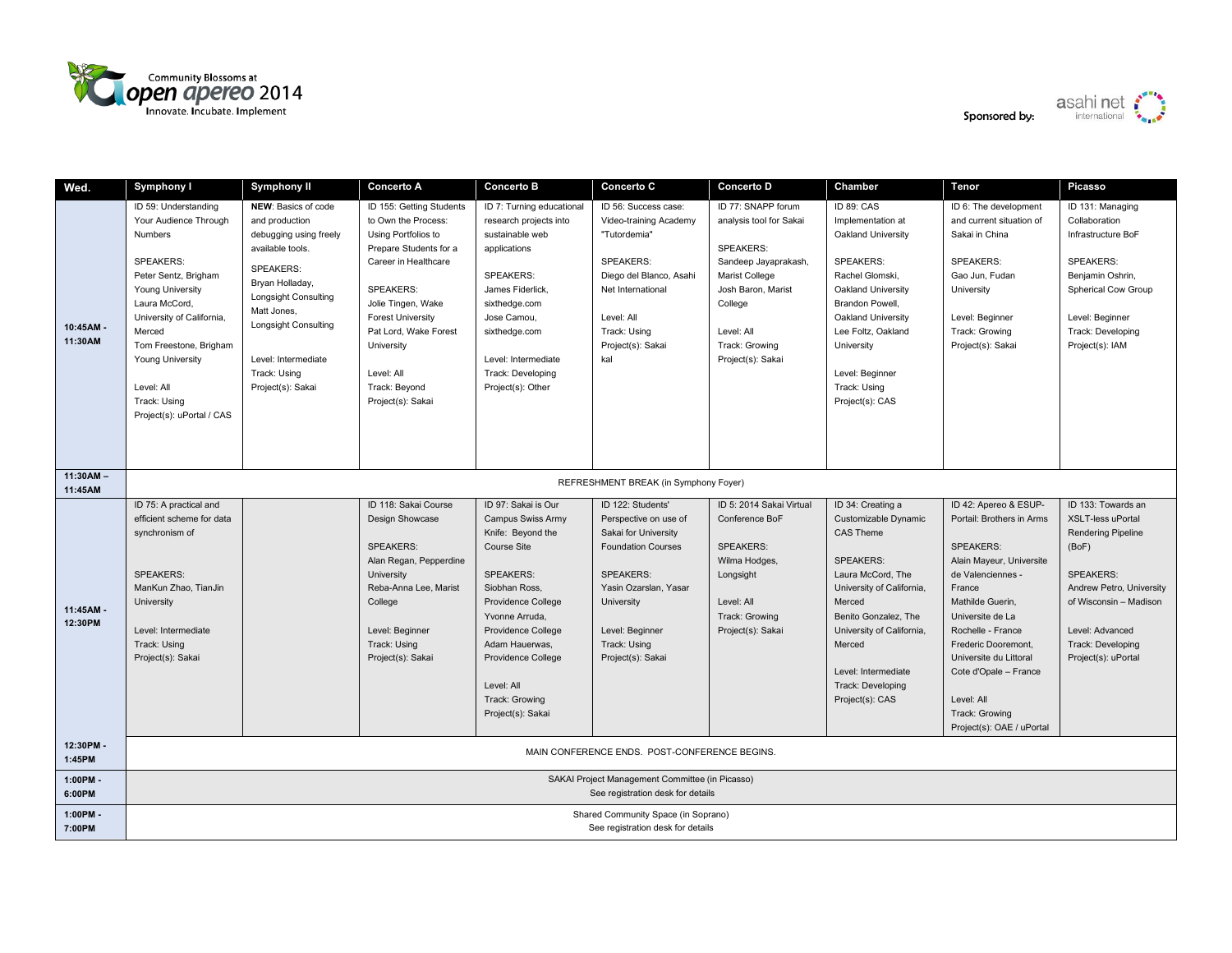Community Blossoms at open apereo 2014
Innovate. Incubate. Implement

Sponsored by: asahi net international

| Wed. | Symphony I | Symphony II | Concerto A | Concerto B | Concerto C | Concerto D | Chamber | Tenor | Picasso |
|---|---|---|---|---|---|---|---|---|---|
| 10:45AM - 11:30AM | ID 59: Understanding Your Audience Through Numbers<br><br>SPEAKERS:<br>Peter Sentz, Brigham Young University<br>Laura McCord, University of California, Merced<br>Tom Freestone, Brigham Young University<br><br>Level: All<br>Track: Using<br>Project(s): uPortal / CAS | **NEW**: Basics of code and production debugging using freely available tools.<br><br>SPEAKERS:<br>Bryan Holladay, Longsight Consulting<br>Matt Jones, Longsight Consulting<br><br>Level: Intermediate<br>Track: Using<br>Project(s): Sakai | ID 155: Getting Students to Own the Process: Using Portfolios to Prepare Students for a Career in Healthcare<br><br>SPEAKERS:<br>Jolie Tingen, Wake Forest University<br>Pat Lord, Wake Forest University<br><br>Level: All<br>Track: Beyond<br>Project(s): Sakai | ID 7: Turning educational research projects into sustainable web applications<br><br>SPEAKERS:<br>James Fiderlick, sixthedge.com<br>Jose Camou, sixthedge.com<br><br>Level: Intermediate<br>Track: Developing<br>Project(s): Other | ID 56: Success case: Video-training Academy "Tutordemia"<br><br>SPEAKERS:<br>Diego del Blanco, Asahi Net International<br><br>Level: All<br>Track: Using<br>Project(s): Sakai<br>kal | ID 77: SNAPP forum analysis tool for Sakai<br><br>SPEAKERS:<br>Sandeep Jayaprakash, Marist College<br>Josh Baron, Marist College<br><br>Level: All<br>Track: Growing<br>Project(s): Sakai | ID 89: CAS Implementation at Oakland University<br><br>SPEAKERS:<br>Rachel Glomski, Oakland University<br>Brandon Powell, Oakland University<br>Lee Foltz, Oakland University<br><br>Level: Beginner<br>Track: Using<br>Project(s): CAS | ID 6: The development and current situation of Sakai in China<br><br>SPEAKERS:<br>Gao Jun, Fudan University<br><br>Level: Beginner<br>Track: Growing<br>Project(s): Sakai | ID 131: Managing Collaboration Infrastructure BoF<br><br>SPEAKERS:<br>Benjamin Oshrin, Spherical Cow Group<br><br>Level: Beginner<br>Track: Developing<br>Project(s): IAM |
| 11:30AM – 11:45AM | REFRESHMENT BREAK (in Symphony Foyer) | | | | | | | | |
| 11:45AM - 12:30PM | ID 75: A practical and efficient scheme for data synchronism of<br><br>SPEAKERS:<br>ManKun Zhao, TianJin University<br><br>Level: Intermediate<br>Track: Using<br>Project(s): Sakai | | ID 118: Sakai Course Design Showcase<br><br>SPEAKERS:<br>Alan Regan, Pepperdine University<br>Reba-Anna Lee, Marist College<br><br>Level: Beginner<br>Track: Using<br>Project(s): Sakai | ID 97: Sakai is Our Campus Swiss Army Knife: Beyond the Course Site<br><br>SPEAKERS:<br>Siobhan Ross, Providence College<br>Yvonne Arruda, Providence College<br>Adam Hauerwas, Providence College<br><br>Level: All<br>Track: Growing<br>Project(s): Sakai | ID 122: Students' Perspective on use of Sakai for University Foundation Courses<br><br>SPEAKERS:<br>Yasin Ozarslan, Yasar University<br><br>Level: Beginner<br>Track: Using<br>Project(s): Sakai | ID 5: 2014 Sakai Virtual Conference BoF<br><br>SPEAKERS:<br>Wilma Hodges, Longsight<br><br>Level: All<br>Track: Growing<br>Project(s): Sakai | ID 34: Creating a Customizable Dynamic CAS Theme<br><br>SPEAKERS:<br>Laura McCord, The University of California, Merced<br>Benito Gonzalez, The University of California, Merced<br><br>Level: Intermediate<br>Track: Developing<br>Project(s): CAS | ID 42: Apereo & ESUP-Portail: Brothers in Arms<br><br>SPEAKERS:<br>Alain Mayeur, Universite de Valenciennes - France<br>Mathilde Guerin, Universite de La Rochelle - France<br>Frederic Dooremont, Universite du Littoral Cote d'Opale – France<br><br>Level: All<br>Track: Growing<br>Project(s): OAE / uPortal | ID 133: Towards an XSLT-less uPortal Rendering Pipeline (BoF)<br><br>SPEAKERS:<br>Andrew Petro, University of Wisconsin – Madison<br><br>Level: Advanced<br>Track: Developing<br>Project(s): uPortal |
| 12:30PM - 1:45PM | MAIN CONFERENCE ENDS. POST-CONFERENCE BEGINS. | | | | | | | | |
| 1:00PM - 6:00PM | SAKAI Project Management Committee (in Picasso)<br>See registration desk for details | | | | | | | | |
| 1:00PM - 7:00PM | Shared Community Space (in Soprano)<br>See registration desk for details | | | | | | | | |